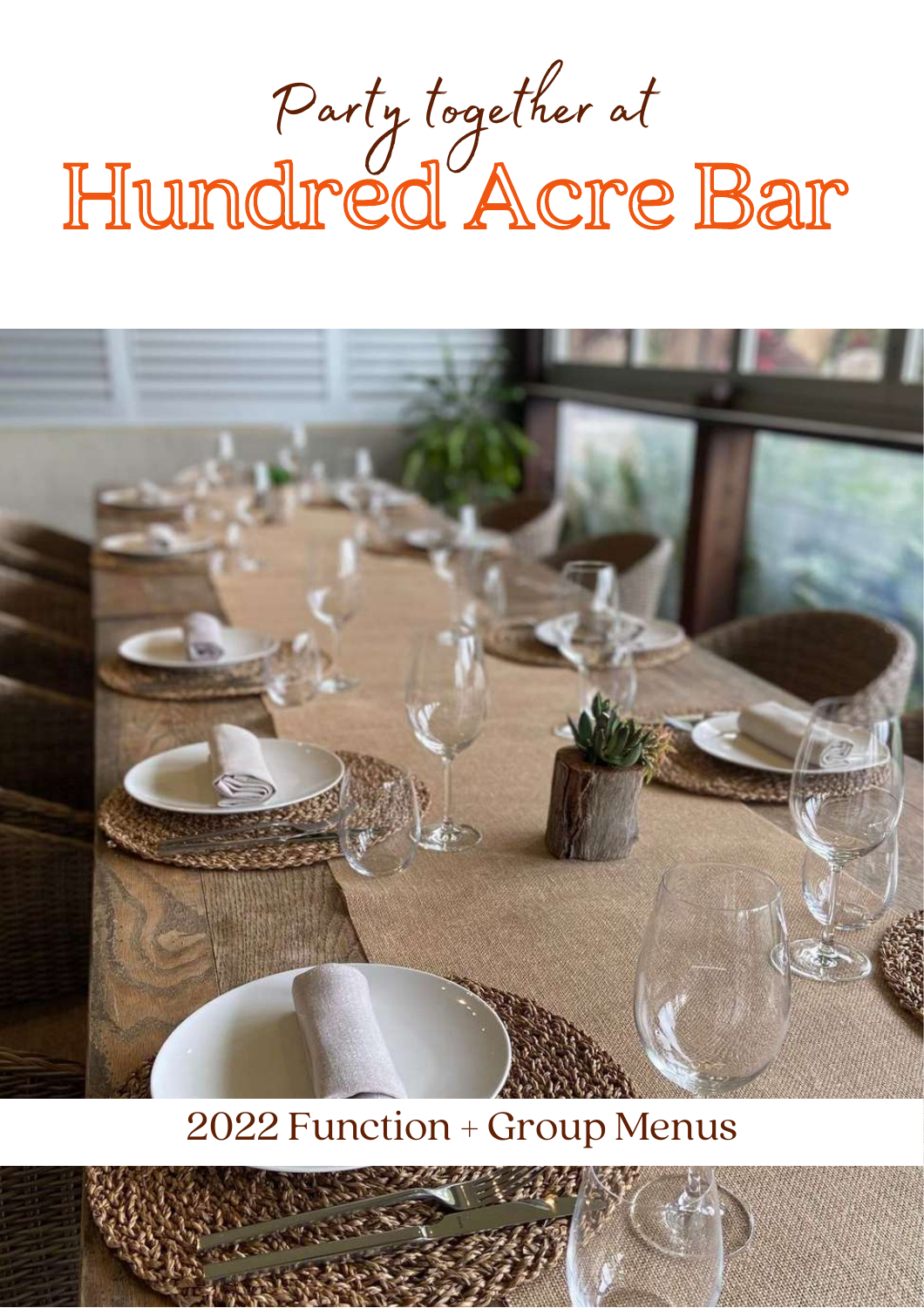Party together at

# Hundred Acre Bar

## 2022 Function + Group Menus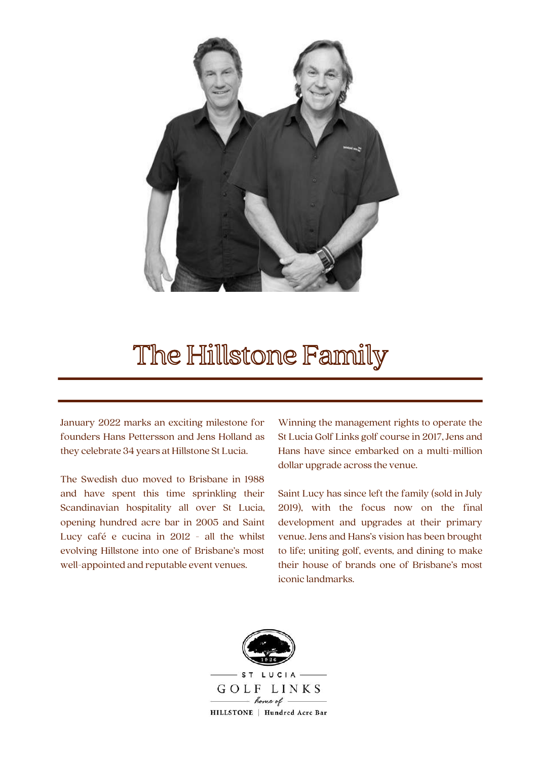# The Hillstone Family

January 2022 marks an exciting milestone for founders Hans Pettersson and Jens Holland as they celebrate 34 years at Hillstone St Lucia.

The Swedish duo moved to Brisbane in 1988 and have spent this time sprinkling their Scandinavian hospitality all over St Lucia, opening hundred acre bar in 2005 and Saint Lucy café e cucina in 2012 - all the whilst evolving Hillstone into one of Brisbane's most well-appointed and reputable event venues.

Winning the management rights to operate the St Lucia Golf Links golf course in 2017, Jens and Hans have since embarked on a multi-million dollar upgrade across the venue.

Saint Lucy has since left the family (sold in July 2019), with the focus now on the final development and upgrades at their primary venue. Jens and Hans's vision has been brought to life; uniting golf, events, and dining to make their house of brands one of Brisbane's most iconic landmarks.

1926

ST LUCIA

GOLF LINKS

*home of*

HILLSTONE | Hundred Acre Bar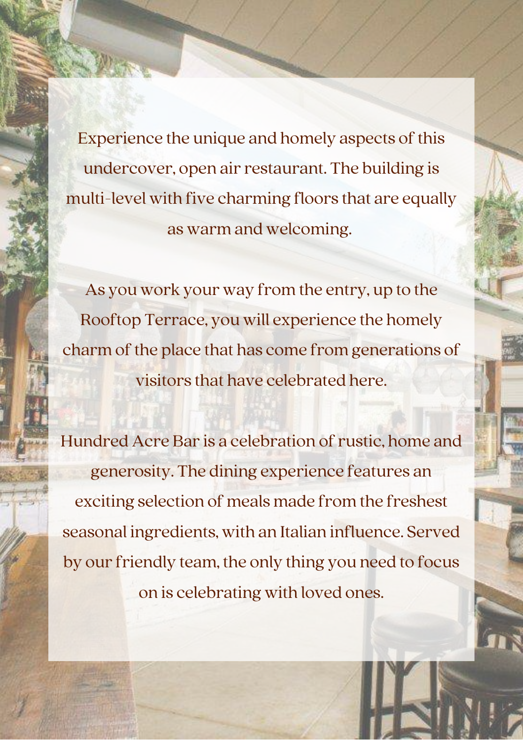Experience the unique and homely aspects of this undercover, open air restaurant. The building is multi-level with five charming floors that are equally as warm and welcoming.

As you work your way from the entry, up to the Rooftop Terrace, you will experience the homely charm of the place that has come from generations of visitors that have celebrated here.

Hundred Acre Bar is a celebration of rustic, home and generosity. The dining experience features an exciting selection of meals made from the freshest seasonal ingredients, with an Italian influence. Served by our friendly team, the only thing you need to focus on is celebrating with loved ones.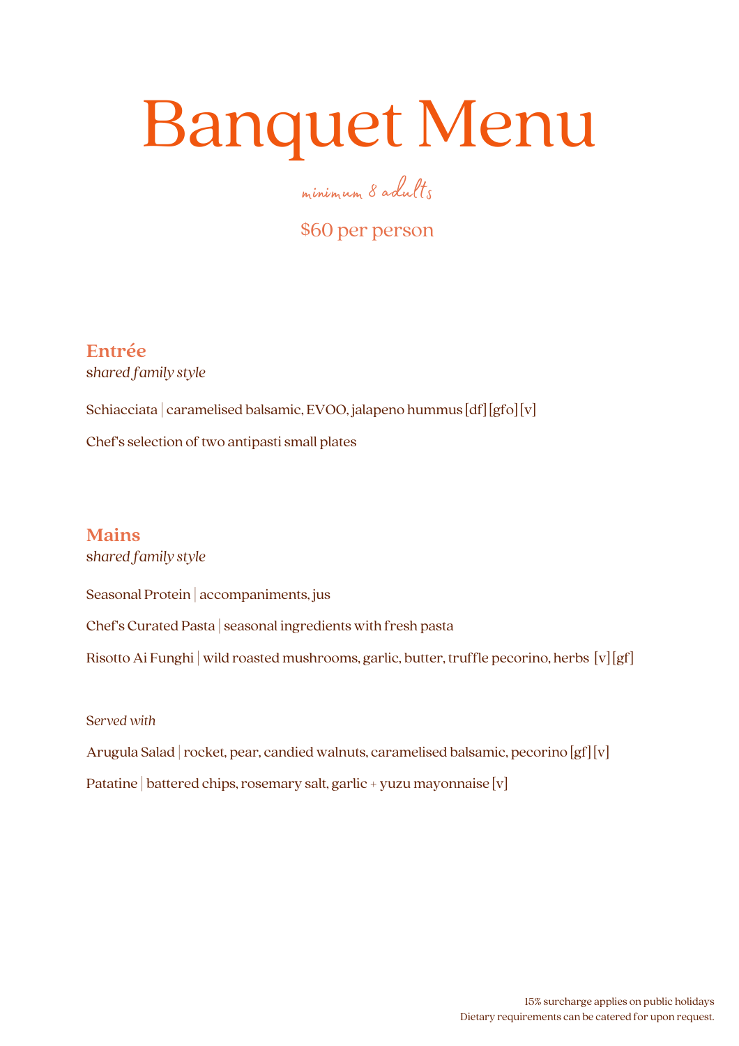# Banquet Menu

*minimum 8 adults*

$60 per person

## Entrée

*shared family style*

Schiacciata | caramelised balsamic, EVOO, jalapeno hummus [df] [gfo] [v]

Chef's selection of two antipasti small plates

## Mains

*shared family style*

Seasonal Protein | accompaniments, jus

Chef's Curated Pasta | seasonal ingredients with fresh pasta

Risotto Ai Funghi | wild roasted mushrooms, garlic, butter, truffle pecorino, herbs [v] [gf]

*Served with*

Arugula Salad | rocket, pear, candied walnuts, caramelised balsamic, pecorino [gf] [v]

Patatine | battered chips, rosemary salt, garlic + yuzu mayonnaise [v]

15% surcharge applies on public holidays
Dietary requirements can be catered for upon request.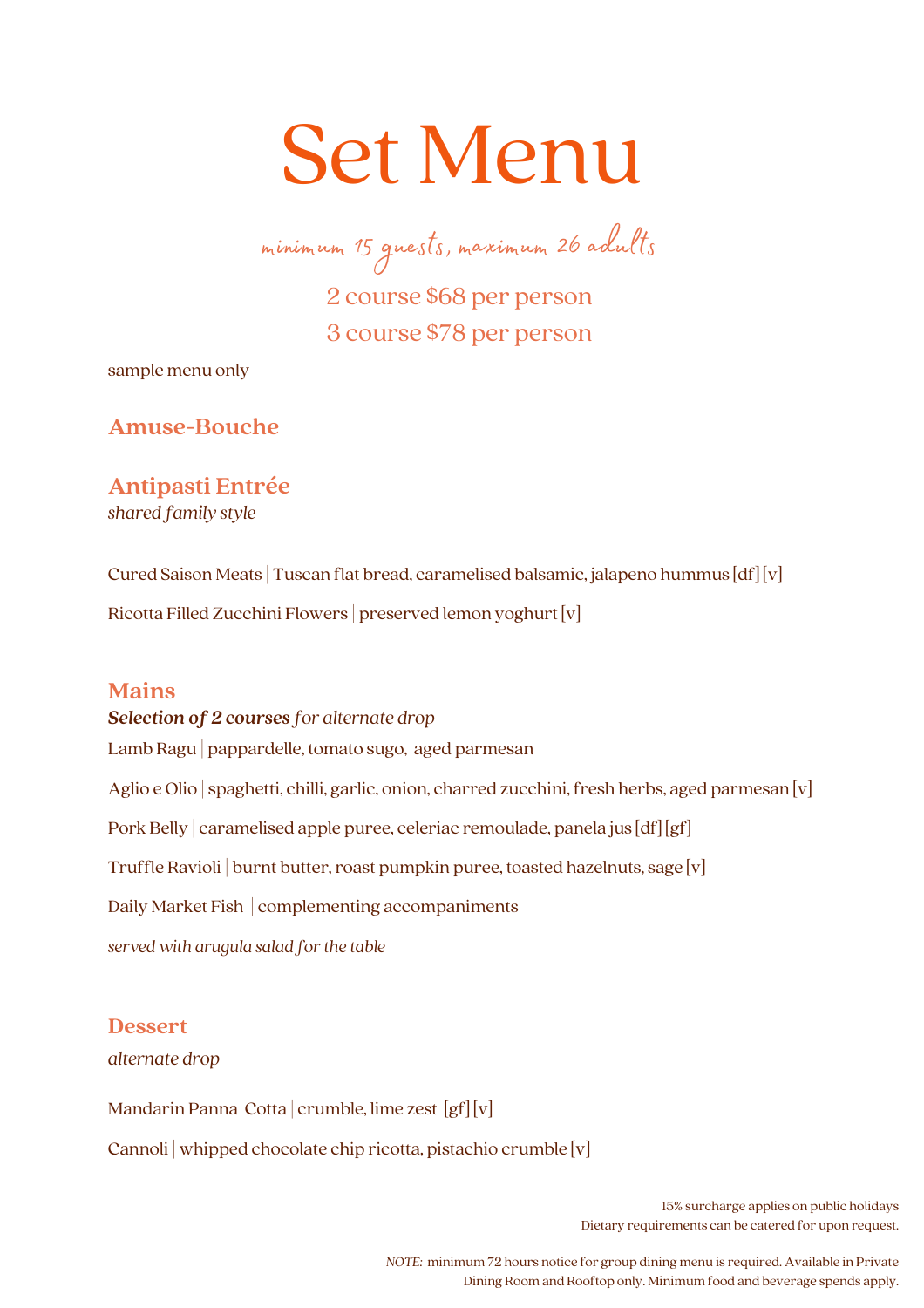# Set Menu

*minimum 15 guests, maximum 26 adults*

2 course $68 per person

3 course $78 per person

sample menu only

## Amuse-Bouche

## Antipasti Entrée

*shared family style*

Cured Saison Meats | Tuscan flat bread, caramelised balsamic, jalapeno hummus [df] [v]

Ricotta Filled Zucchini Flowers | preserved lemon yoghurt [v]

## Mains

***Selection of 2 courses** for alternate drop*

Lamb Ragu | pappardelle, tomato sugo, aged parmesan

Aglio e Olio | spaghetti, chilli, garlic, onion, charred zucchini, fresh herbs, aged parmesan [v]

Pork Belly | caramelised apple puree, celeriac remoulade, panela jus [df] [gf]

Truffle Ravioli | burnt butter, roast pumpkin puree, toasted hazelnuts, sage [v]

Daily Market Fish | complementing accompaniments

*served with arugula salad for the table*

## Dessert

*alternate drop*

Mandarin Panna Cotta | crumble, lime zest [gf] [v]

Cannoli | whipped chocolate chip ricotta, pistachio crumble [v]

15% surcharge applies on public holidays

Dietary requirements can be catered for upon request.

*NOTE:* minimum 72 hours notice for group dining menu is required. Available in Private Dining Room and Rooftop only. Minimum food and beverage spends apply.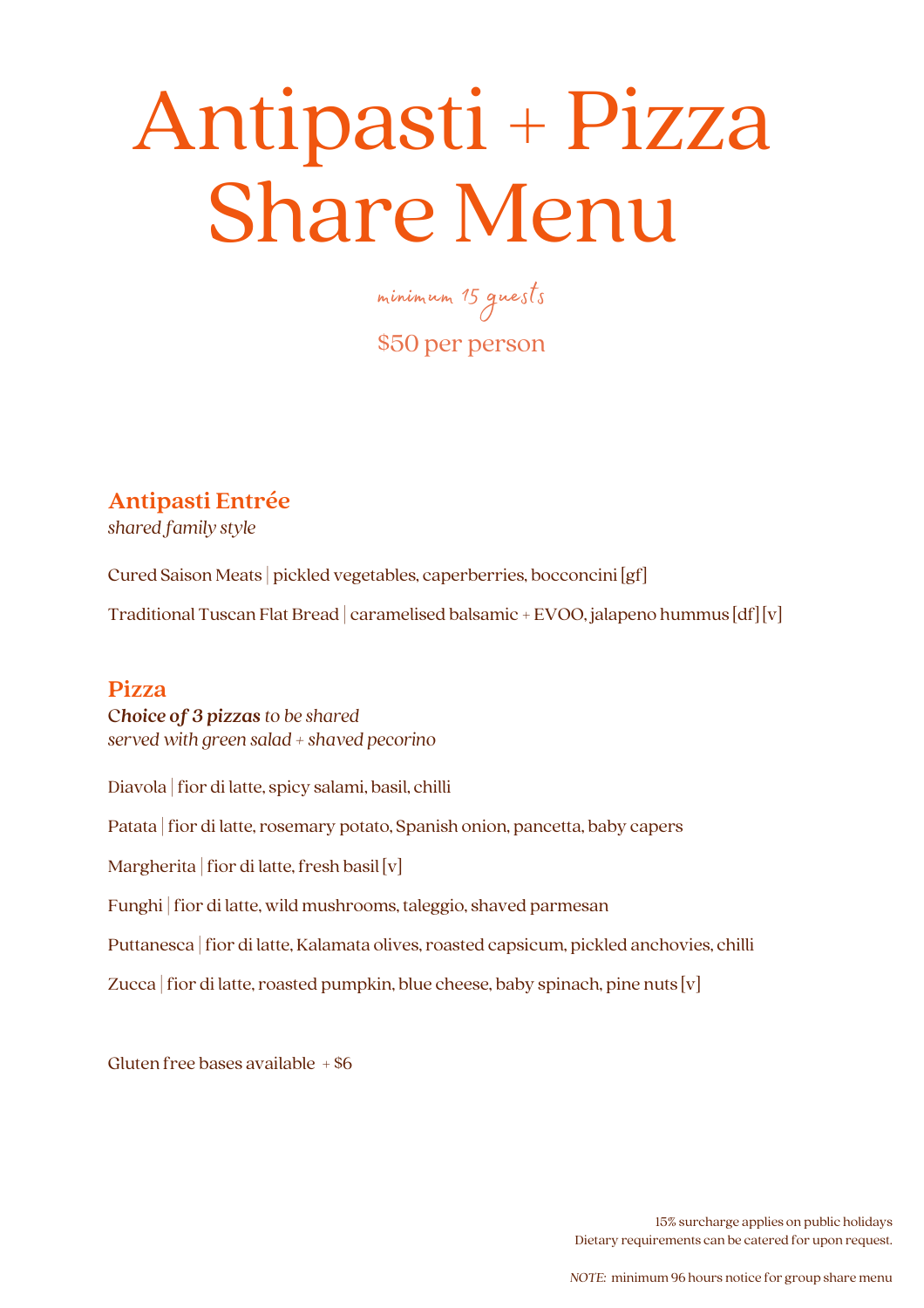# Antipasti + Pizza Share Menu

minimum 15 guests

$50 per person

## Antipasti Entrée

*shared family style*

Cured Saison Meats | pickled vegetables, caperberries, bocconcini [gf]

Traditional Tuscan Flat Bread | caramelised balsamic + EVOO, jalapeno hummus [df] [v]

## Pizza

C***hoice of 3 pizzas*** *to be shared*
*served with green salad + shaved pecorino*

Diavola | fior di latte, spicy salami, basil, chilli

Patata | fior di latte, rosemary potato, Spanish onion, pancetta, baby capers

Margherita | fior di latte, fresh basil [v]

Funghi | fior di latte, wild mushrooms, taleggio, shaved parmesan

Puttanesca | fior di latte, Kalamata olives, roasted capsicum, pickled anchovies, chilli

Zucca | fior di latte, roasted pumpkin, blue cheese, baby spinach, pine nuts [v]

Gluten free bases available + $6

15% surcharge applies on public holidays
Dietary requirements can be catered for upon request.

*NOTE:* minimum 96 hours notice for group share menu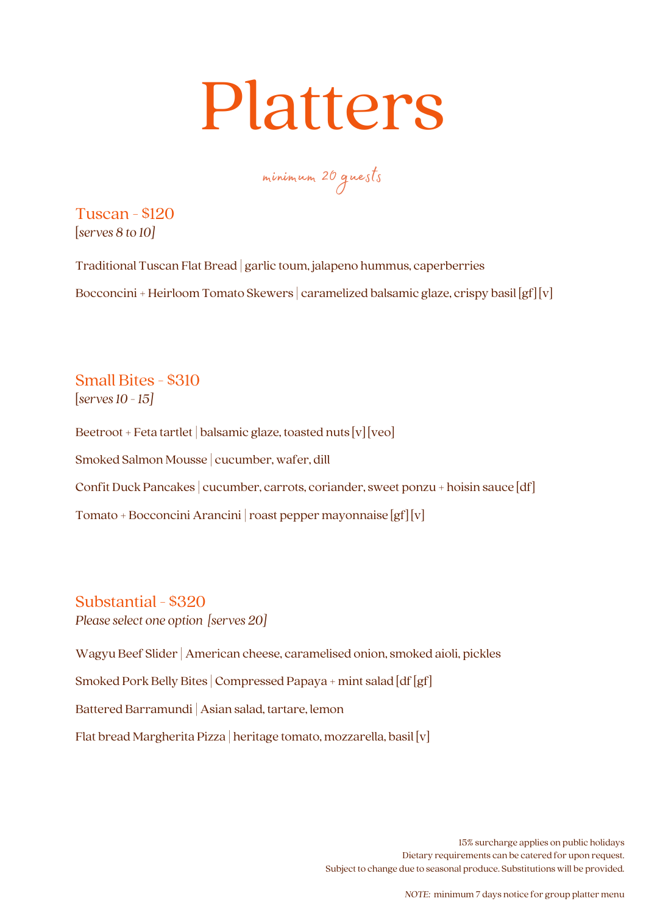# Platters

*minimum 20 guests*

## Tuscan - $120

*[serves 8 to 10]*

Traditional Tuscan Flat Bread | garlic toum, jalapeno hummus, caperberries

Bocconcini + Heirloom Tomato Skewers | caramelized balsamic glaze, crispy basil [gf] [v]

## Small Bites - $310

*[serves 10 - 15]*

Beetroot + Feta tartlet | balsamic glaze, toasted nuts [v] [veo]

Smoked Salmon Mousse | cucumber, wafer, dill

Confit Duck Pancakes | cucumber, carrots, coriander, sweet ponzu + hoisin sauce [df]

Tomato + Bocconcini Arancini | roast pepper mayonnaise [gf] [v]

## Substantial - $320

*Please select one option [serves 20]*

Wagyu Beef Slider | American cheese, caramelised onion, smoked aioli, pickles

Smoked Pork Belly Bites | Compressed Papaya + mint salad [df [gf]

Battered Barramundi | Asian salad, tartare, lemon

Flat bread Margherita Pizza | heritage tomato, mozzarella, basil [v]

15% surcharge applies on public holidays
Dietary requirements can be catered for upon request.
Subject to change due to seasonal produce. Substitutions will be provided.

*NOTE:* minimum 7 days notice for group platter menu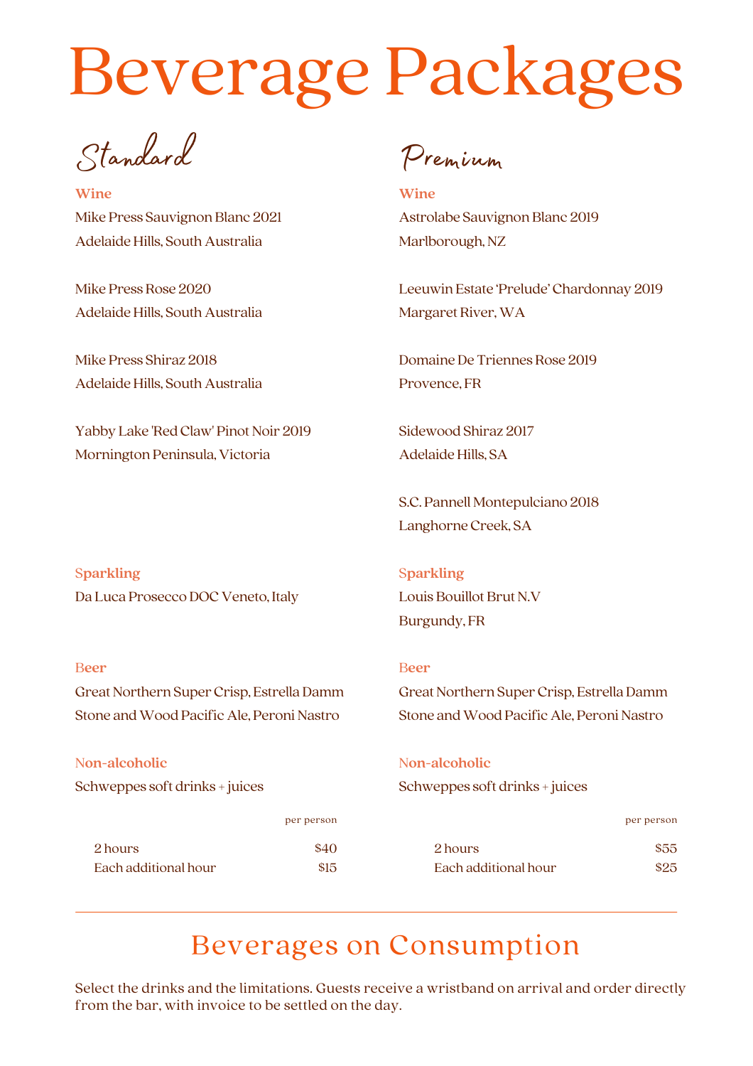# Beverage Packages

## Standard

### Wine

Mike Press Sauvignon Blanc 2021
Adelaide Hills, South Australia

Mike Press Rose 2020
Adelaide Hills, South Australia

Mike Press Shiraz 2018
Adelaide Hills, South Australia

Yabby Lake 'Red Claw' Pinot Noir 2019
Mornington Peninsula, Victoria

### Sparkling

Da Luca Prosecco DOC Veneto, Italy

### Beer

Great Northern Super Crisp, Estrella Damm
Stone and Wood Pacific Ale, Peroni Nastro

### Non-alcoholic

Schweppes soft drinks + juices

| | per person |
|---|---|
| 2 hours | $40 |
| Each additional hour | $15 |

## Premium

### Wine

Astrolabe Sauvignon Blanc 2019
Marlborough, NZ

Leeuwin Estate 'Prelude' Chardonnay 2019
Margaret River, WA

Domaine De Triennes Rose 2019
Provence, FR

Sidewood Shiraz 2017
Adelaide Hills, SA

S.C. Pannell Montepulciano 2018
Langhorne Creek, SA

### Sparkling

Louis Bouillot Brut N.V
Burgundy, FR

### Beer

Great Northern Super Crisp, Estrella Damm
Stone and Wood Pacific Ale, Peroni Nastro

### Non-alcoholic

Schweppes soft drinks + juices

| | per person |
|---|---|
| 2 hours | $55 |
| Each additional hour | $25 |

---

## Beverages on Consumption

Select the drinks and the limitations. Guests receive a wristband on arrival and order directly from the bar, with invoice to be settled on the day.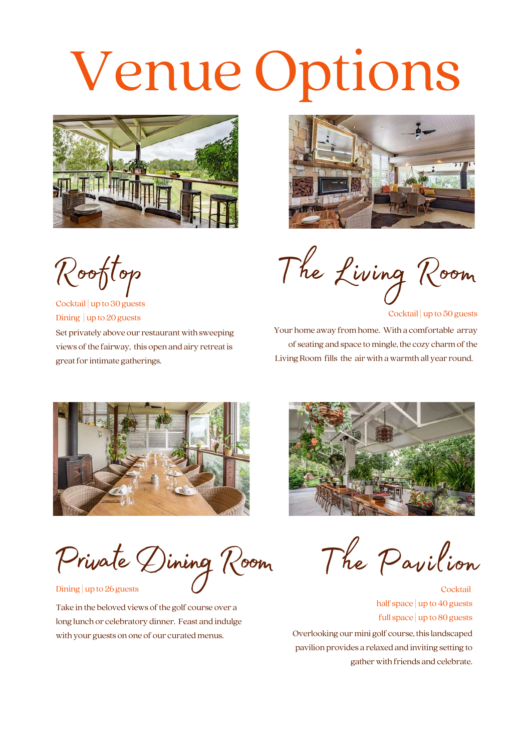# Venue Options

## Rooftop

Cocktail | up to 30 guests

Dining | up to 20 guests

Set privately above our restaurant with sweeping views of the fairway, this open and airy retreat is great for intimate gatherings.

## The Living Room

Cocktail | up to 50 guests

Your home away from home. With a comfortable array of seating and space to mingle, the cozy charm of the Living Room fills the air with a warmth all year round.

## Private Dining Room

Dining | up to 26 guests

Take in the beloved views of the golf course over a long lunch or celebratory dinner. Feast and indulge with your guests on one of our curated menus.

## The Pavilion

Cocktail

half space | up to 40 guests

full space | up to 80 guests

Overlooking our mini golf course, this landscaped pavilion provides a relaxed and inviting setting to gather with friends and celebrate.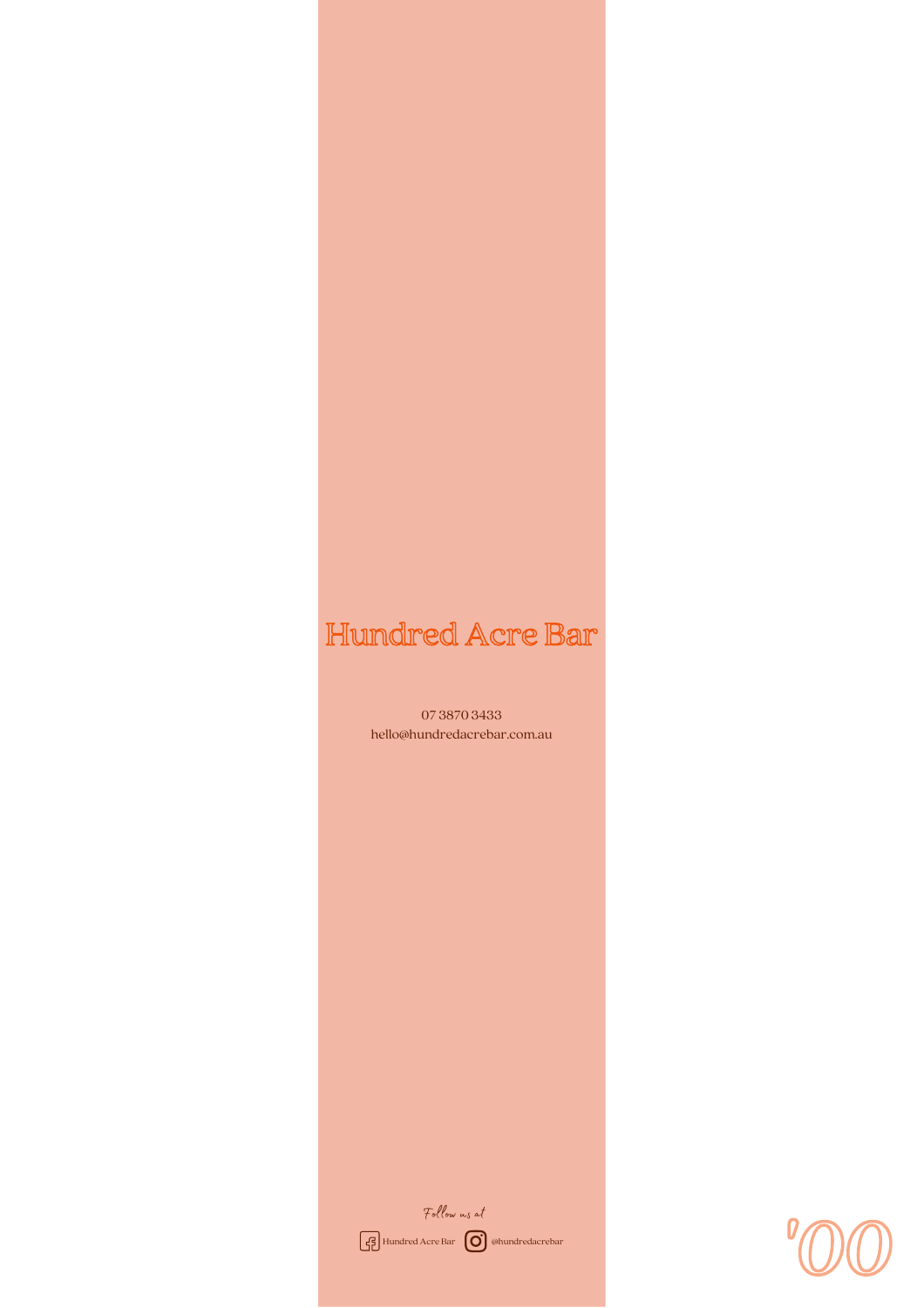# Hundred Acre Bar

07 3870 3433
hello@hundredacrebar.com.au

*Follow us at*

Hundred Acre Bar @hundredacrebar

'00